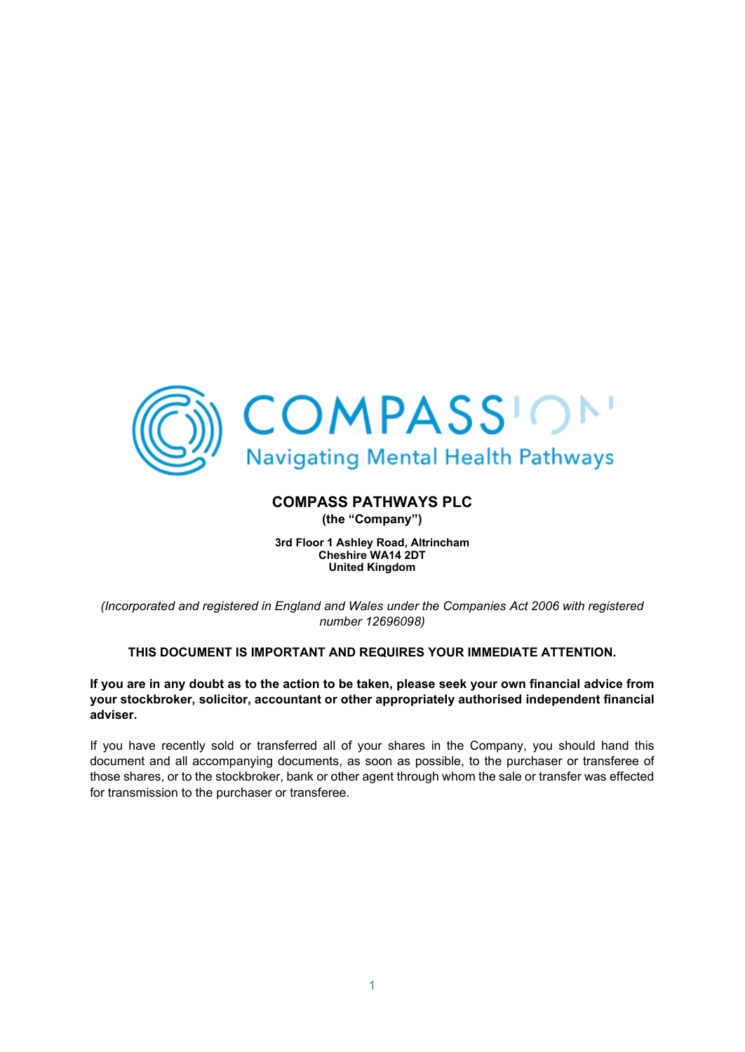# COMPASS PATHWAYS PLC

**(the "Company")**

**3rd Floor 1 Ashley Road, Altrincham**
**Cheshire WA14 2DT**
**United Kingdom**

*(Incorporated and registered in England and Wales under the Companies Act 2006 with registered number 12696098)*

**THIS DOCUMENT IS IMPORTANT AND REQUIRES YOUR IMMEDIATE ATTENTION.**

**If you are in any doubt as to the action to be taken, please seek your own financial advice from your stockbroker, solicitor, accountant or other appropriately authorised independent financial adviser.**

If you have recently sold or transferred all of your shares in the Company, you should hand this document and all accompanying documents, as soon as possible, to the purchaser or transferee of those shares, or to the stockbroker, bank or other agent through whom the sale or transfer was effected for transmission to the purchaser or transferee.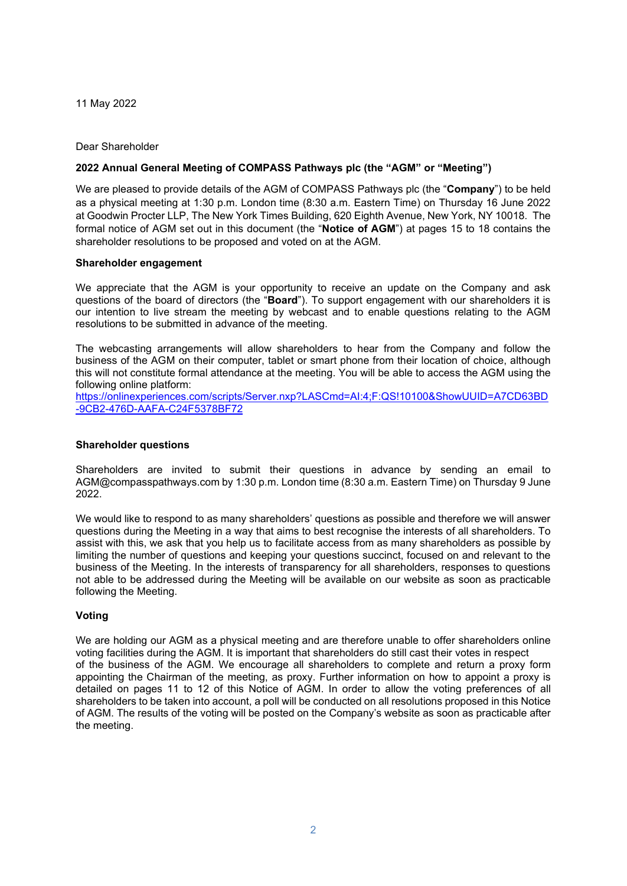11 May 2022

Dear Shareholder

**2022 Annual General Meeting of COMPASS Pathways plc (the "AGM" or "Meeting")**

We are pleased to provide details of the AGM of COMPASS Pathways plc (the "**Company**") to be held as a physical meeting at 1:30 p.m. London time (8:30 a.m. Eastern Time) on Thursday 16 June 2022 at Goodwin Procter LLP, The New York Times Building, 620 Eighth Avenue, New York, NY 10018. The formal notice of AGM set out in this document (the "**Notice of AGM**") at pages 15 to 18 contains the shareholder resolutions to be proposed and voted on at the AGM.

**Shareholder engagement**

We appreciate that the AGM is your opportunity to receive an update on the Company and ask questions of the board of directors (the "**Board**"). To support engagement with our shareholders it is our intention to live stream the meeting by webcast and to enable questions relating to the AGM resolutions to be submitted in advance of the meeting.

The webcasting arrangements will allow shareholders to hear from the Company and follow the business of the AGM on their computer, tablet or smart phone from their location of choice, although this will not constitute formal attendance at the meeting. You will be able to access the AGM using the following online platform:
https://onlinexperiences.com/scripts/Server.nxp?LASCmd=AI:4;F:QS!10100&ShowUUID=A7CD63BD-9CB2-476D-AAFA-C24F5378BF72

**Shareholder questions**

Shareholders are invited to submit their questions in advance by sending an email to AGM@compasspathways.com by 1:30 p.m. London time (8:30 a.m. Eastern Time) on Thursday 9 June 2022.

We would like to respond to as many shareholders' questions as possible and therefore we will answer questions during the Meeting in a way that aims to best recognise the interests of all shareholders. To assist with this, we ask that you help us to facilitate access from as many shareholders as possible by limiting the number of questions and keeping your questions succinct, focused on and relevant to the business of the Meeting. In the interests of transparency for all shareholders, responses to questions not able to be addressed during the Meeting will be available on our website as soon as practicable following the Meeting.

**Voting**

We are holding our AGM as a physical meeting and are therefore unable to offer shareholders online voting facilities during the AGM. It is important that shareholders do still cast their votes in respect of the business of the AGM. We encourage all shareholders to complete and return a proxy form appointing the Chairman of the meeting, as proxy. Further information on how to appoint a proxy is detailed on pages 11 to 12 of this Notice of AGM. In order to allow the voting preferences of all shareholders to be taken into account, a poll will be conducted on all resolutions proposed in this Notice of AGM. The results of the voting will be posted on the Company's website as soon as practicable after the meeting.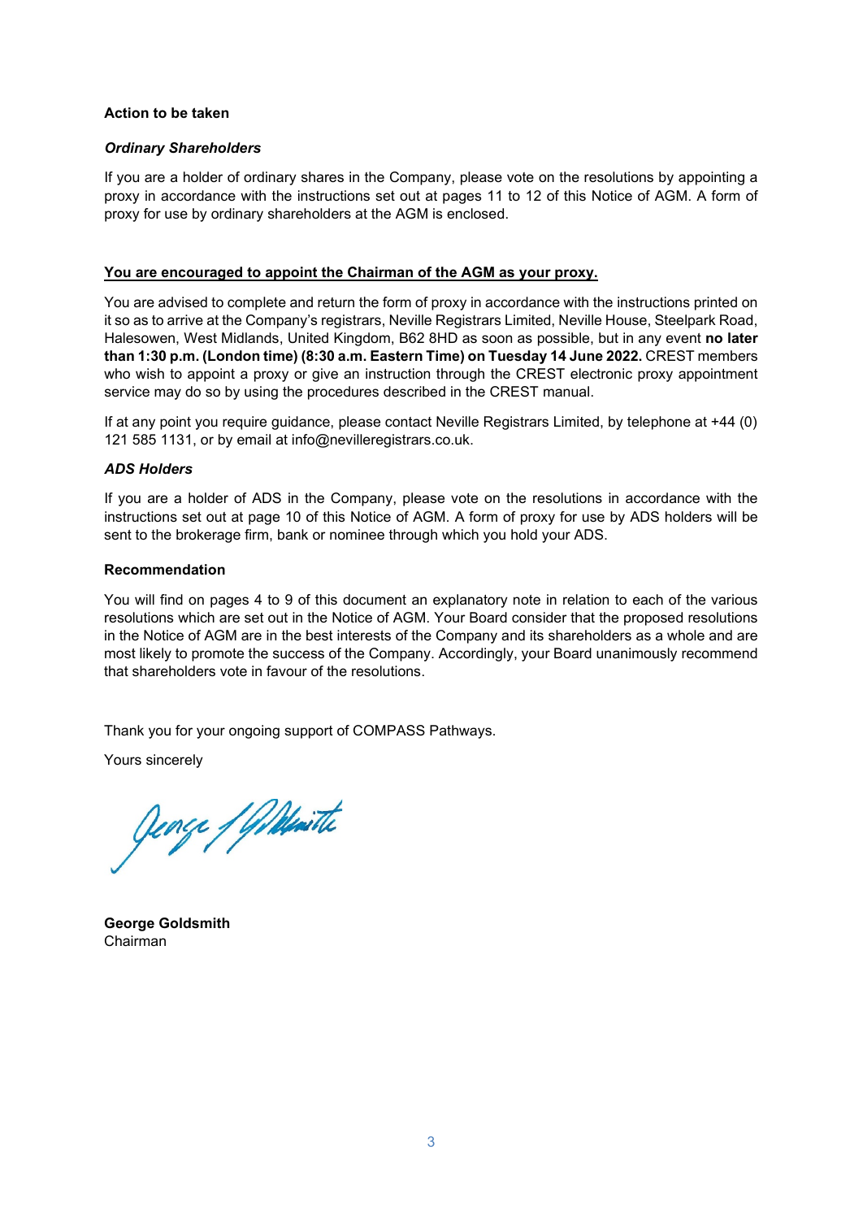**Action to be taken**

***Ordinary Shareholders***

If you are a holder of ordinary shares in the Company, please vote on the resolutions by appointing a proxy in accordance with the instructions set out at pages 11 to 12 of this Notice of AGM. A form of proxy for use by ordinary shareholders at the AGM is enclosed.

**<u>You are encouraged to appoint the Chairman of the AGM as your proxy.</u>**

You are advised to complete and return the form of proxy in accordance with the instructions printed on it so as to arrive at the Company's registrars, Neville Registrars Limited, Neville House, Steelpark Road, Halesowen, West Midlands, United Kingdom, B62 8HD as soon as possible, but in any event **no later than 1:30 p.m. (London time) (8:30 a.m. Eastern Time) on Tuesday 14 June 2022.** CREST members who wish to appoint a proxy or give an instruction through the CREST electronic proxy appointment service may do so by using the procedures described in the CREST manual.

If at any point you require guidance, please contact Neville Registrars Limited, by telephone at +44 (0) 121 585 1131, or by email at info@nevilleregistrars.co.uk.

***ADS Holders***

If you are a holder of ADS in the Company, please vote on the resolutions in accordance with the instructions set out at page 10 of this Notice of AGM. A form of proxy for use by ADS holders will be sent to the brokerage firm, bank or nominee through which you hold your ADS.

**Recommendation**

You will find on pages 4 to 9 of this document an explanatory note in relation to each of the various resolutions which are set out in the Notice of AGM. Your Board consider that the proposed resolutions in the Notice of AGM are in the best interests of the Company and its shareholders as a whole and are most likely to promote the success of the Company. Accordingly, your Board unanimously recommend that shareholders vote in favour of the resolutions.

Thank you for your ongoing support of COMPASS Pathways.

Yours sincerely

**George Goldsmith**
Chairman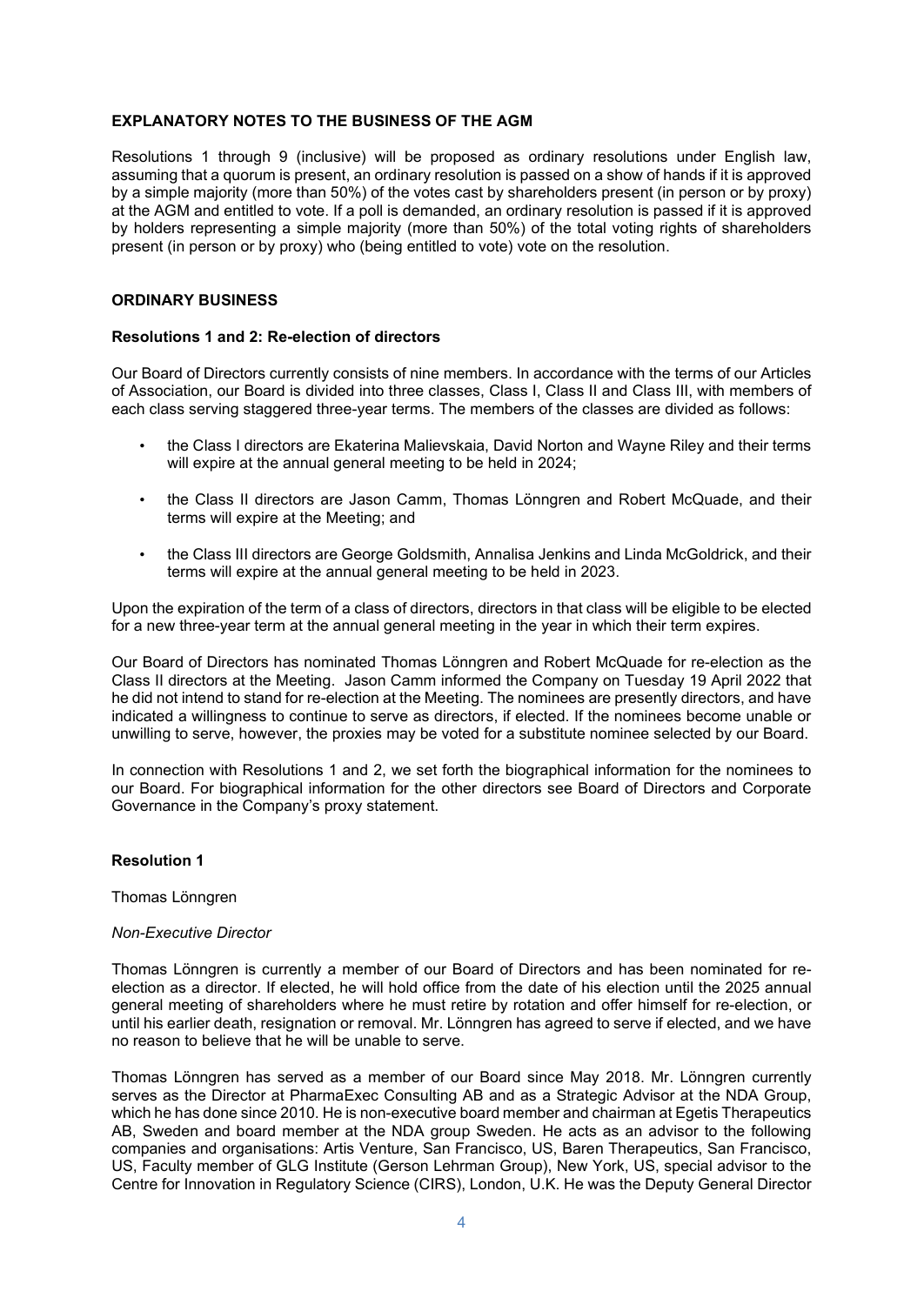## EXPLANATORY NOTES TO THE BUSINESS OF THE AGM

Resolutions 1 through 9 (inclusive) will be proposed as ordinary resolutions under English law, assuming that a quorum is present, an ordinary resolution is passed on a show of hands if it is approved by a simple majority (more than 50%) of the votes cast by shareholders present (in person or by proxy) at the AGM and entitled to vote. If a poll is demanded, an ordinary resolution is passed if it is approved by holders representing a simple majority (more than 50%) of the total voting rights of shareholders present (in person or by proxy) who (being entitled to vote) vote on the resolution.

## ORDINARY BUSINESS

### Resolutions 1 and 2: Re-election of directors

Our Board of Directors currently consists of nine members. In accordance with the terms of our Articles of Association, our Board is divided into three classes, Class I, Class II and Class III, with members of each class serving staggered three-year terms. The members of the classes are divided as follows:

- the Class I directors are Ekaterina Malievskaia, David Norton and Wayne Riley and their terms will expire at the annual general meeting to be held in 2024;
- the Class II directors are Jason Camm, Thomas Lönngren and Robert McQuade, and their terms will expire at the Meeting; and
- the Class III directors are George Goldsmith, Annalisa Jenkins and Linda McGoldrick, and their terms will expire at the annual general meeting to be held in 2023.

Upon the expiration of the term of a class of directors, directors in that class will be eligible to be elected for a new three-year term at the annual general meeting in the year in which their term expires.

Our Board of Directors has nominated Thomas Lönngren and Robert McQuade for re-election as the Class II directors at the Meeting. Jason Camm informed the Company on Tuesday 19 April 2022 that he did not intend to stand for re-election at the Meeting. The nominees are presently directors, and have indicated a willingness to continue to serve as directors, if elected. If the nominees become unable or unwilling to serve, however, the proxies may be voted for a substitute nominee selected by our Board.

In connection with Resolutions 1 and 2, we set forth the biographical information for the nominees to our Board. For biographical information for the other directors see Board of Directors and Corporate Governance in the Company's proxy statement.

### Resolution 1

Thomas Lönngren

*Non-Executive Director*

Thomas Lönngren is currently a member of our Board of Directors and has been nominated for re-election as a director. If elected, he will hold office from the date of his election until the 2025 annual general meeting of shareholders where he must retire by rotation and offer himself for re-election, or until his earlier death, resignation or removal. Mr. Lönngren has agreed to serve if elected, and we have no reason to believe that he will be unable to serve.

Thomas Lönngren has served as a member of our Board since May 2018. Mr. Lönngren currently serves as the Director at PharmaExec Consulting AB and as a Strategic Advisor at the NDA Group, which he has done since 2010. He is non-executive board member and chairman at Egetis Therapeutics AB, Sweden and board member at the NDA group Sweden. He acts as an advisor to the following companies and organisations: Artis Venture, San Francisco, US, Baren Therapeutics, San Francisco, US, Faculty member of GLG Institute (Gerson Lehrman Group), New York, US, special advisor to the Centre for Innovation in Regulatory Science (CIRS), London, U.K. He was the Deputy General Director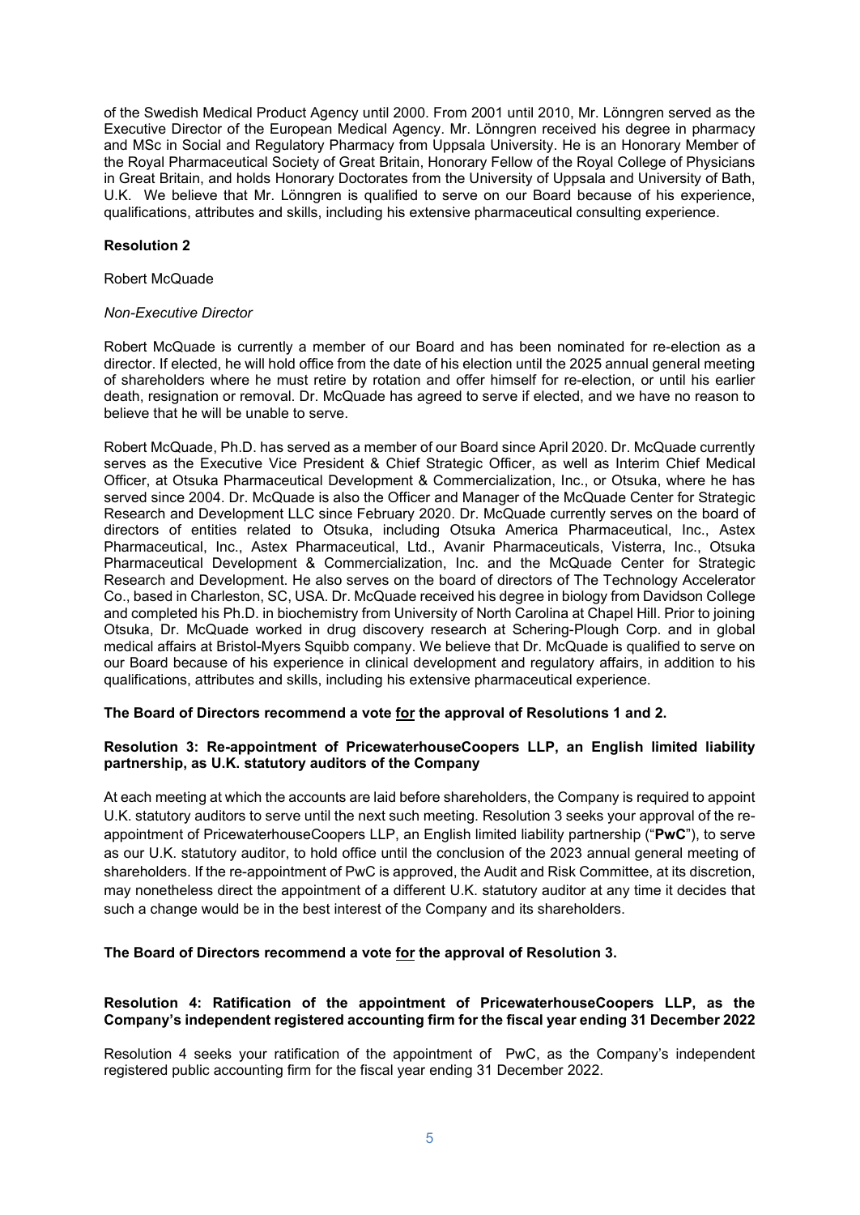of the Swedish Medical Product Agency until 2000. From 2001 until 2010, Mr. Lönngren served as the Executive Director of the European Medical Agency. Mr. Lönngren received his degree in pharmacy and MSc in Social and Regulatory Pharmacy from Uppsala University. He is an Honorary Member of the Royal Pharmaceutical Society of Great Britain, Honorary Fellow of the Royal College of Physicians in Great Britain, and holds Honorary Doctorates from the University of Uppsala and University of Bath, U.K. We believe that Mr. Lönngren is qualified to serve on our Board because of his experience, qualifications, attributes and skills, including his extensive pharmaceutical consulting experience.

**Resolution 2**

Robert McQuade

*Non-Executive Director*

Robert McQuade is currently a member of our Board and has been nominated for re-election as a director. If elected, he will hold office from the date of his election until the 2025 annual general meeting of shareholders where he must retire by rotation and offer himself for re-election, or until his earlier death, resignation or removal. Dr. McQuade has agreed to serve if elected, and we have no reason to believe that he will be unable to serve.

Robert McQuade, Ph.D. has served as a member of our Board since April 2020. Dr. McQuade currently serves as the Executive Vice President & Chief Strategic Officer, as well as Interim Chief Medical Officer, at Otsuka Pharmaceutical Development & Commercialization, Inc., or Otsuka, where he has served since 2004. Dr. McQuade is also the Officer and Manager of the McQuade Center for Strategic Research and Development LLC since February 2020. Dr. McQuade currently serves on the board of directors of entities related to Otsuka, including Otsuka America Pharmaceutical, Inc., Astex Pharmaceutical, Inc., Astex Pharmaceutical, Ltd., Avanir Pharmaceuticals, Visterra, Inc., Otsuka Pharmaceutical Development & Commercialization, Inc. and the McQuade Center for Strategic Research and Development. He also serves on the board of directors of The Technology Accelerator Co., based in Charleston, SC, USA. Dr. McQuade received his degree in biology from Davidson College and completed his Ph.D. in biochemistry from University of North Carolina at Chapel Hill. Prior to joining Otsuka, Dr. McQuade worked in drug discovery research at Schering-Plough Corp. and in global medical affairs at Bristol-Myers Squibb company. We believe that Dr. McQuade is qualified to serve on our Board because of his experience in clinical development and regulatory affairs, in addition to his qualifications, attributes and skills, including his extensive pharmaceutical experience.

**The Board of Directors recommend a vote <u>for</u> the approval of Resolutions 1 and 2.**

**Resolution 3: Re-appointment of PricewaterhouseCoopers LLP, an English limited liability partnership, as U.K. statutory auditors of the Company**

At each meeting at which the accounts are laid before shareholders, the Company is required to appoint U.K. statutory auditors to serve until the next such meeting. Resolution 3 seeks your approval of the re-appointment of PricewaterhouseCoopers LLP, an English limited liability partnership ("**PwC**"), to serve as our U.K. statutory auditor, to hold office until the conclusion of the 2023 annual general meeting of shareholders. If the re-appointment of PwC is approved, the Audit and Risk Committee, at its discretion, may nonetheless direct the appointment of a different U.K. statutory auditor at any time it decides that such a change would be in the best interest of the Company and its shareholders.

**The Board of Directors recommend a vote <u>for</u> the approval of Resolution 3.**

**Resolution 4: Ratification of the appointment of PricewaterhouseCoopers LLP, as the Company's independent registered accounting firm for the fiscal year ending 31 December 2022**

Resolution 4 seeks your ratification of the appointment of PwC, as the Company's independent registered public accounting firm for the fiscal year ending 31 December 2022.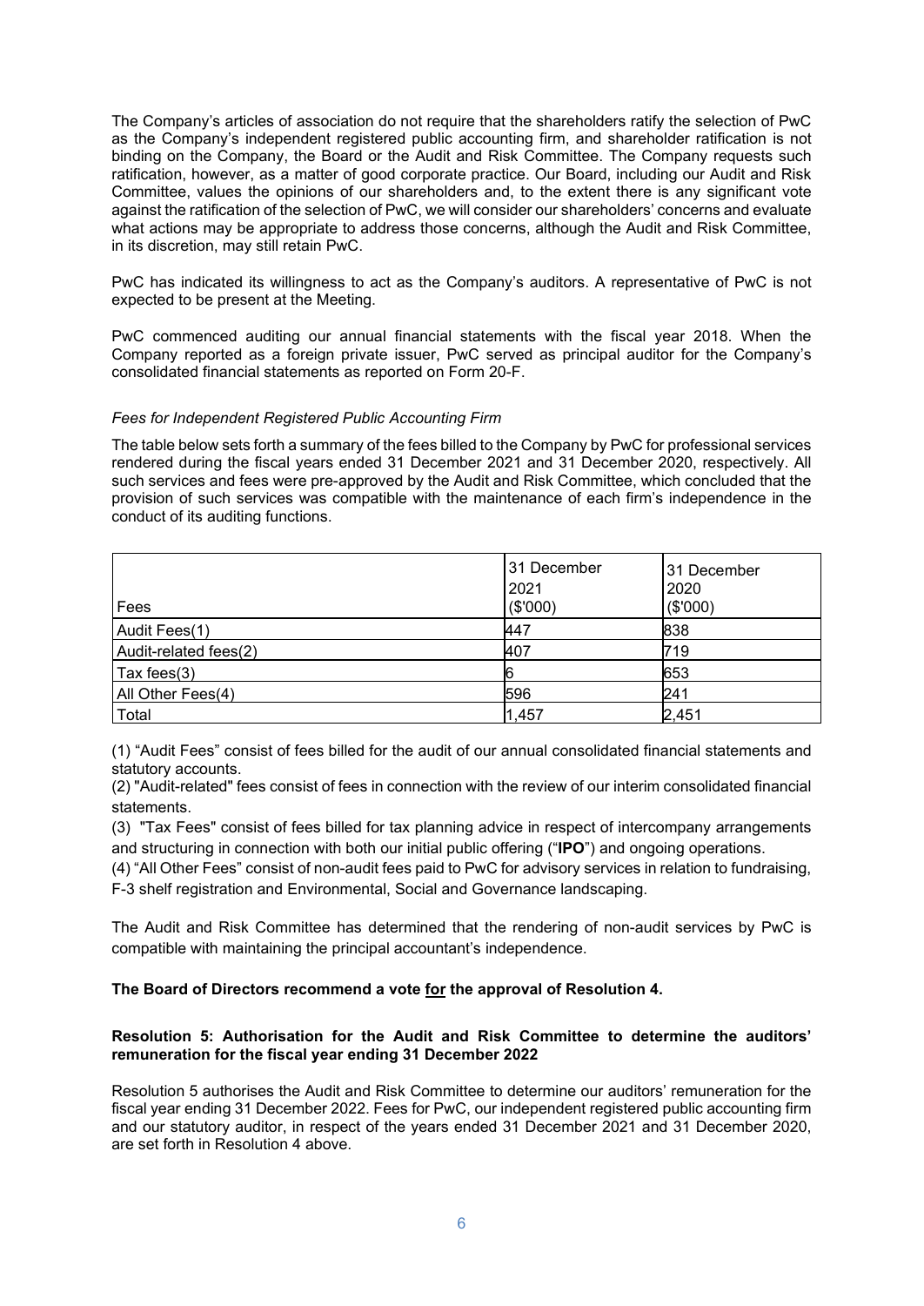The Company's articles of association do not require that the shareholders ratify the selection of PwC as the Company's independent registered public accounting firm, and shareholder ratification is not binding on the Company, the Board or the Audit and Risk Committee. The Company requests such ratification, however, as a matter of good corporate practice. Our Board, including our Audit and Risk Committee, values the opinions of our shareholders and, to the extent there is any significant vote against the ratification of the selection of PwC, we will consider our shareholders' concerns and evaluate what actions may be appropriate to address those concerns, although the Audit and Risk Committee, in its discretion, may still retain PwC.

PwC has indicated its willingness to act as the Company's auditors. A representative of PwC is not expected to be present at the Meeting.

PwC commenced auditing our annual financial statements with the fiscal year 2018. When the Company reported as a foreign private issuer, PwC served as principal auditor for the Company's consolidated financial statements as reported on Form 20-F.

*Fees for Independent Registered Public Accounting Firm*

The table below sets forth a summary of the fees billed to the Company by PwC for professional services rendered during the fiscal years ended 31 December 2021 and 31 December 2020, respectively. All such services and fees were pre-approved by the Audit and Risk Committee, which concluded that the provision of such services was compatible with the maintenance of each firm's independence in the conduct of its auditing functions.

| Fees | 31 December 2021 ($'000) | 31 December 2020 ($'000) |
|---|---|---|
| Audit Fees(1) | 447 | 838 |
| Audit-related fees(2) | 407 | 719 |
| Tax fees(3) | 6 | 653 |
| All Other Fees(4) | 596 | 241 |
| Total | 1,457 | 2,451 |

(1) "Audit Fees" consist of fees billed for the audit of our annual consolidated financial statements and statutory accounts.

(2) "Audit-related" fees consist of fees in connection with the review of our interim consolidated financial statements.

(3) "Tax Fees" consist of fees billed for tax planning advice in respect of intercompany arrangements and structuring in connection with both our initial public offering ("**IPO**") and ongoing operations.

(4) "All Other Fees" consist of non-audit fees paid to PwC for advisory services in relation to fundraising, F-3 shelf registration and Environmental, Social and Governance landscaping.

The Audit and Risk Committee has determined that the rendering of non-audit services by PwC is compatible with maintaining the principal accountant's independence.

**The Board of Directors recommend a vote <u>for</u> the approval of Resolution 4.**

**Resolution 5: Authorisation for the Audit and Risk Committee to determine the auditors' remuneration for the fiscal year ending 31 December 2022**

Resolution 5 authorises the Audit and Risk Committee to determine our auditors' remuneration for the fiscal year ending 31 December 2022. Fees for PwC, our independent registered public accounting firm and our statutory auditor, in respect of the years ended 31 December 2021 and 31 December 2020, are set forth in Resolution 4 above.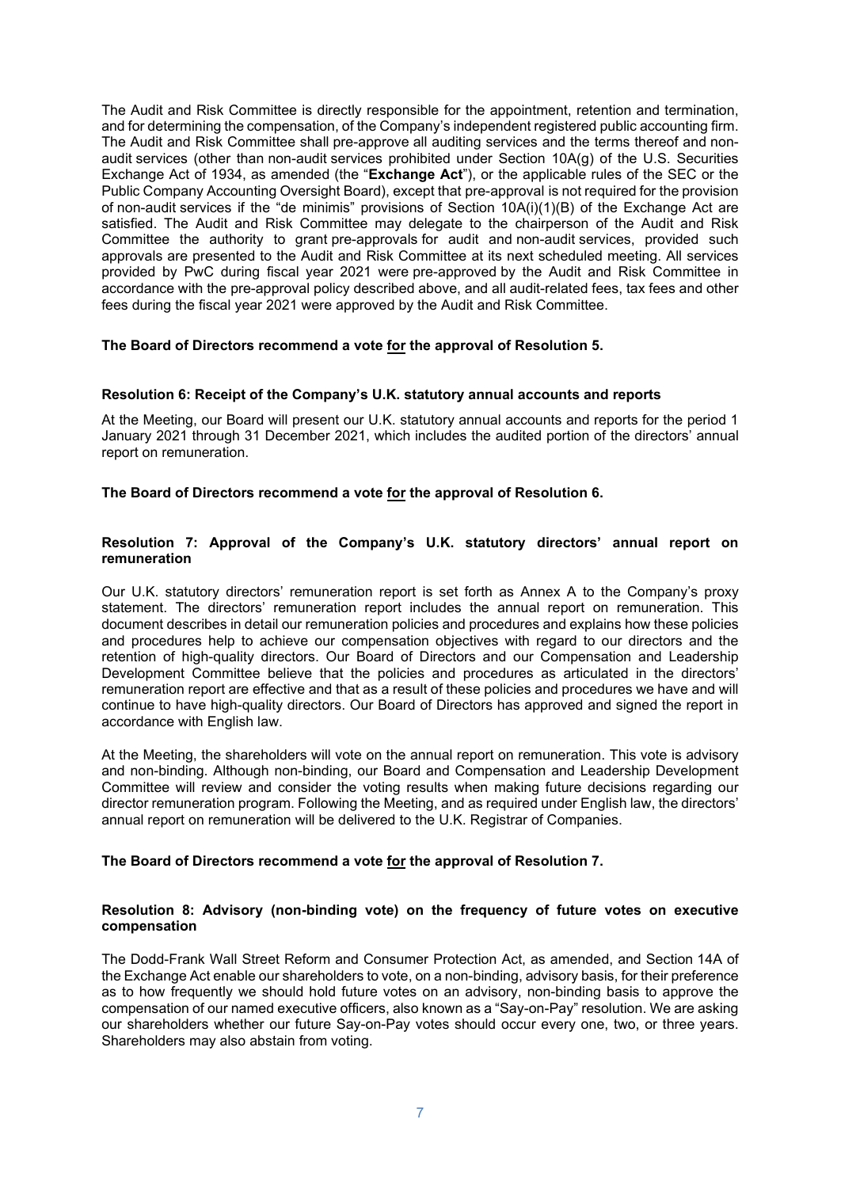The Audit and Risk Committee is directly responsible for the appointment, retention and termination, and for determining the compensation, of the Company's independent registered public accounting firm. The Audit and Risk Committee shall pre-approve all auditing services and the terms thereof and non-audit services (other than non-audit services prohibited under Section 10A(g) of the U.S. Securities Exchange Act of 1934, as amended (the "**Exchange Act**"), or the applicable rules of the SEC or the Public Company Accounting Oversight Board), except that pre-approval is not required for the provision of non-audit services if the "de minimis" provisions of Section 10A(i)(1)(B) of the Exchange Act are satisfied. The Audit and Risk Committee may delegate to the chairperson of the Audit and Risk Committee the authority to grant pre-approvals for audit and non-audit services, provided such approvals are presented to the Audit and Risk Committee at its next scheduled meeting. All services provided by PwC during fiscal year 2021 were pre-approved by the Audit and Risk Committee in accordance with the pre-approval policy described above, and all audit-related fees, tax fees and other fees during the fiscal year 2021 were approved by the Audit and Risk Committee.

**The Board of Directors recommend a vote <u>for</u> the approval of Resolution 5.**

**Resolution 6: Receipt of the Company's U.K. statutory annual accounts and reports**

At the Meeting, our Board will present our U.K. statutory annual accounts and reports for the period 1 January 2021 through 31 December 2021, which includes the audited portion of the directors' annual report on remuneration.

**The Board of Directors recommend a vote <u>for</u> the approval of Resolution 6.**

**Resolution 7: Approval of the Company's U.K. statutory directors' annual report on remuneration**

Our U.K. statutory directors' remuneration report is set forth as Annex A to the Company's proxy statement. The directors' remuneration report includes the annual report on remuneration. This document describes in detail our remuneration policies and procedures and explains how these policies and procedures help to achieve our compensation objectives with regard to our directors and the retention of high-quality directors. Our Board of Directors and our Compensation and Leadership Development Committee believe that the policies and procedures as articulated in the directors' remuneration report are effective and that as a result of these policies and procedures we have and will continue to have high-quality directors. Our Board of Directors has approved and signed the report in accordance with English law.

At the Meeting, the shareholders will vote on the annual report on remuneration. This vote is advisory and non-binding. Although non-binding, our Board and Compensation and Leadership Development Committee will review and consider the voting results when making future decisions regarding our director remuneration program. Following the Meeting, and as required under English law, the directors' annual report on remuneration will be delivered to the U.K. Registrar of Companies.

**The Board of Directors recommend a vote <u>for</u> the approval of Resolution 7.**

**Resolution 8: Advisory (non-binding vote) on the frequency of future votes on executive compensation**

The Dodd-Frank Wall Street Reform and Consumer Protection Act, as amended, and Section 14A of the Exchange Act enable our shareholders to vote, on a non-binding, advisory basis, for their preference as to how frequently we should hold future votes on an advisory, non-binding basis to approve the compensation of our named executive officers, also known as a "Say-on-Pay" resolution. We are asking our shareholders whether our future Say-on-Pay votes should occur every one, two, or three years. Shareholders may also abstain from voting.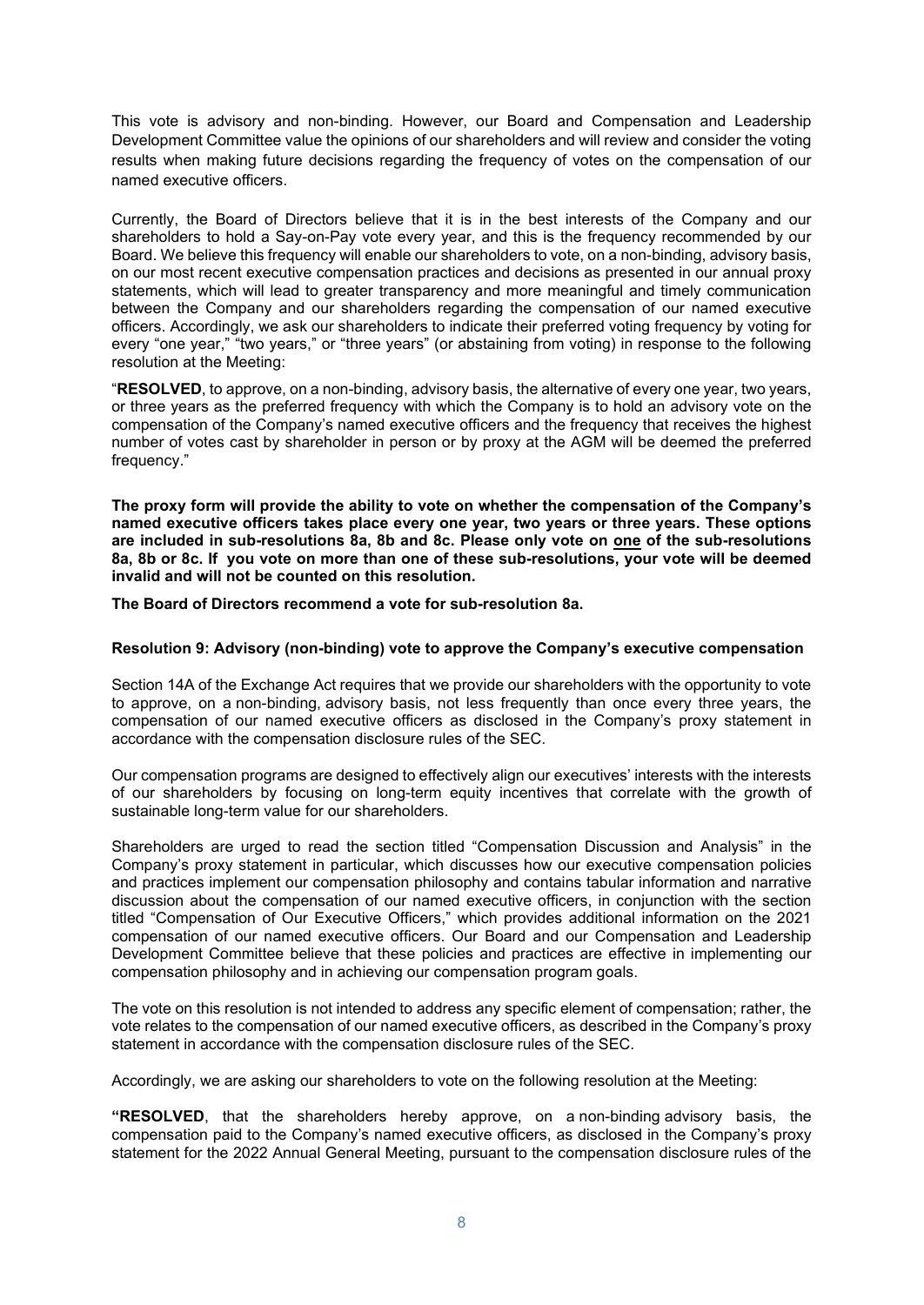This vote is advisory and non-binding. However, our Board and Compensation and Leadership Development Committee value the opinions of our shareholders and will review and consider the voting results when making future decisions regarding the frequency of votes on the compensation of our named executive officers.

Currently, the Board of Directors believe that it is in the best interests of the Company and our shareholders to hold a Say-on-Pay vote every year, and this is the frequency recommended by our Board. We believe this frequency will enable our shareholders to vote, on a non-binding, advisory basis, on our most recent executive compensation practices and decisions as presented in our annual proxy statements, which will lead to greater transparency and more meaningful and timely communication between the Company and our shareholders regarding the compensation of our named executive officers. Accordingly, we ask our shareholders to indicate their preferred voting frequency by voting for every "one year," "two years," or "three years" (or abstaining from voting) in response to the following resolution at the Meeting:

"**RESOLVED**, to approve, on a non-binding, advisory basis, the alternative of every one year, two years, or three years as the preferred frequency with which the Company is to hold an advisory vote on the compensation of the Company's named executive officers and the frequency that receives the highest number of votes cast by shareholder in person or by proxy at the AGM will be deemed the preferred frequency."

**The proxy form will provide the ability to vote on whether the compensation of the Company's named executive officers takes place every one year, two years or three years. These options are included in sub-resolutions 8a, 8b and 8c. Please only vote on <u>one</u> of the sub-resolutions 8a, 8b or 8c. If you vote on more than one of these sub-resolutions, your vote will be deemed invalid and will not be counted on this resolution.**

**The Board of Directors recommend a vote for sub-resolution 8a.**

### Resolution 9: Advisory (non-binding) vote to approve the Company's executive compensation

Section 14A of the Exchange Act requires that we provide our shareholders with the opportunity to vote to approve, on a non-binding, advisory basis, not less frequently than once every three years, the compensation of our named executive officers as disclosed in the Company's proxy statement in accordance with the compensation disclosure rules of the SEC.

Our compensation programs are designed to effectively align our executives' interests with the interests of our shareholders by focusing on long-term equity incentives that correlate with the growth of sustainable long-term value for our shareholders.

Shareholders are urged to read the section titled "Compensation Discussion and Analysis" in the Company's proxy statement in particular, which discusses how our executive compensation policies and practices implement our compensation philosophy and contains tabular information and narrative discussion about the compensation of our named executive officers, in conjunction with the section titled "Compensation of Our Executive Officers," which provides additional information on the 2021 compensation of our named executive officers. Our Board and our Compensation and Leadership Development Committee believe that these policies and practices are effective in implementing our compensation philosophy and in achieving our compensation program goals.

The vote on this resolution is not intended to address any specific element of compensation; rather, the vote relates to the compensation of our named executive officers, as described in the Company's proxy statement in accordance with the compensation disclosure rules of the SEC.

Accordingly, we are asking our shareholders to vote on the following resolution at the Meeting:

**"RESOLVED**, that the shareholders hereby approve, on a non-binding advisory basis, the compensation paid to the Company's named executive officers, as disclosed in the Company's proxy statement for the 2022 Annual General Meeting, pursuant to the compensation disclosure rules of the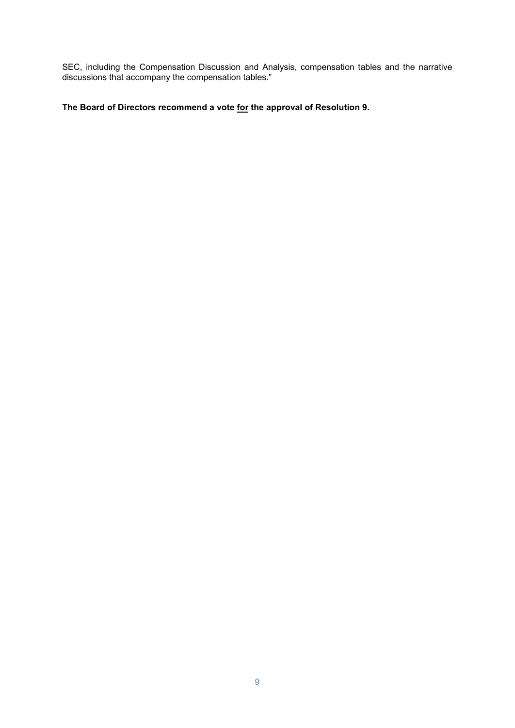SEC, including the Compensation Discussion and Analysis, compensation tables and the narrative discussions that accompany the compensation tables."

**The Board of Directors recommend a vote <u>for</u> the approval of Resolution 9.**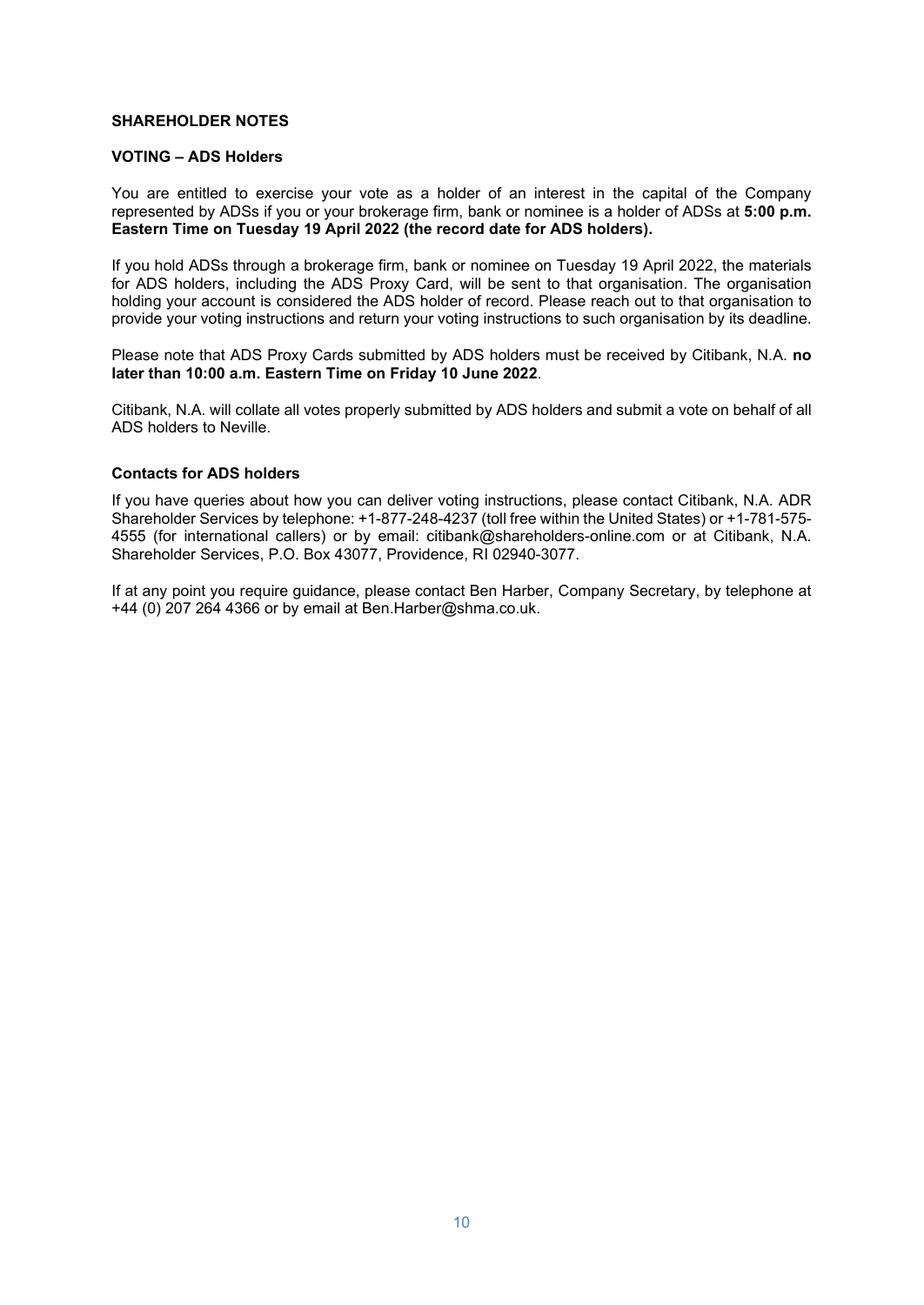**SHAREHOLDER NOTES**

**VOTING – ADS Holders**

You are entitled to exercise your vote as a holder of an interest in the capital of the Company represented by ADSs if you or your brokerage firm, bank or nominee is a holder of ADSs at **5:00 p.m. Eastern Time on Tuesday 19 April 2022 (the record date for ADS holders).**

If you hold ADSs through a brokerage firm, bank or nominee on Tuesday 19 April 2022, the materials for ADS holders, including the ADS Proxy Card, will be sent to that organisation. The organisation holding your account is considered the ADS holder of record. Please reach out to that organisation to provide your voting instructions and return your voting instructions to such organisation by its deadline.

Please note that ADS Proxy Cards submitted by ADS holders must be received by Citibank, N.A. **no later than 10:00 a.m. Eastern Time on Friday 10 June 2022**.

Citibank, N.A. will collate all votes properly submitted by ADS holders and submit a vote on behalf of all ADS holders to Neville.

**Contacts for ADS holders**

If you have queries about how you can deliver voting instructions, please contact Citibank, N.A. ADR Shareholder Services by telephone: +1-877-248-4237 (toll free within the United States) or +1-781-575-4555 (for international callers) or by email: citibank@shareholders-online.com or at Citibank, N.A. Shareholder Services, P.O. Box 43077, Providence, RI 02940-3077.

If at any point you require guidance, please contact Ben Harber, Company Secretary, by telephone at +44 (0) 207 264 4366 or by email at Ben.Harber@shma.co.uk.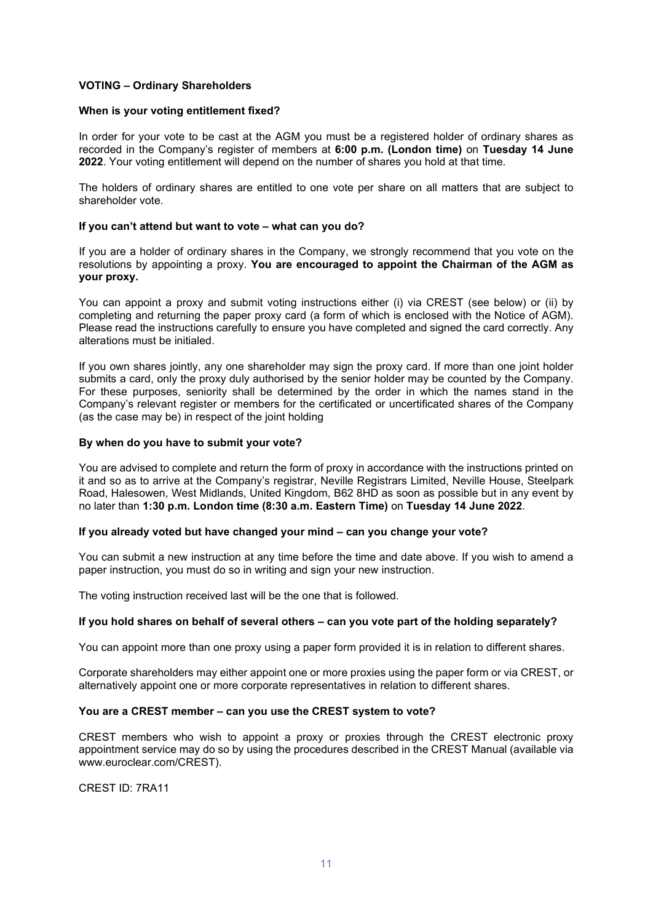## VOTING – Ordinary Shareholders

### When is your voting entitlement fixed?

In order for your vote to be cast at the AGM you must be a registered holder of ordinary shares as recorded in the Company's register of members at **6:00 p.m. (London time)** on **Tuesday 14 June 2022**. Your voting entitlement will depend on the number of shares you hold at that time.

The holders of ordinary shares are entitled to one vote per share on all matters that are subject to shareholder vote.

### If you can't attend but want to vote – what can you do?

If you are a holder of ordinary shares in the Company, we strongly recommend that you vote on the resolutions by appointing a proxy. **You are encouraged to appoint the Chairman of the AGM as your proxy.**

You can appoint a proxy and submit voting instructions either (i) via CREST (see below) or (ii) by completing and returning the paper proxy card (a form of which is enclosed with the Notice of AGM). Please read the instructions carefully to ensure you have completed and signed the card correctly. Any alterations must be initialed.

If you own shares jointly, any one shareholder may sign the proxy card. If more than one joint holder submits a card, only the proxy duly authorised by the senior holder may be counted by the Company. For these purposes, seniority shall be determined by the order in which the names stand in the Company's relevant register or members for the certificated or uncertificated shares of the Company (as the case may be) in respect of the joint holding

### By when do you have to submit your vote?

You are advised to complete and return the form of proxy in accordance with the instructions printed on it and so as to arrive at the Company's registrar, Neville Registrars Limited, Neville House, Steelpark Road, Halesowen, West Midlands, United Kingdom, B62 8HD as soon as possible but in any event by no later than **1:30 p.m. London time (8:30 a.m. Eastern Time)** on **Tuesday 14 June 2022**.

### If you already voted but have changed your mind – can you change your vote?

You can submit a new instruction at any time before the time and date above. If you wish to amend a paper instruction, you must do so in writing and sign your new instruction.

The voting instruction received last will be the one that is followed.

### If you hold shares on behalf of several others – can you vote part of the holding separately?

You can appoint more than one proxy using a paper form provided it is in relation to different shares.

Corporate shareholders may either appoint one or more proxies using the paper form or via CREST, or alternatively appoint one or more corporate representatives in relation to different shares.

### You are a CREST member – can you use the CREST system to vote?

CREST members who wish to appoint a proxy or proxies through the CREST electronic proxy appointment service may do so by using the procedures described in the CREST Manual (available via www.euroclear.com/CREST).

CREST ID: 7RA11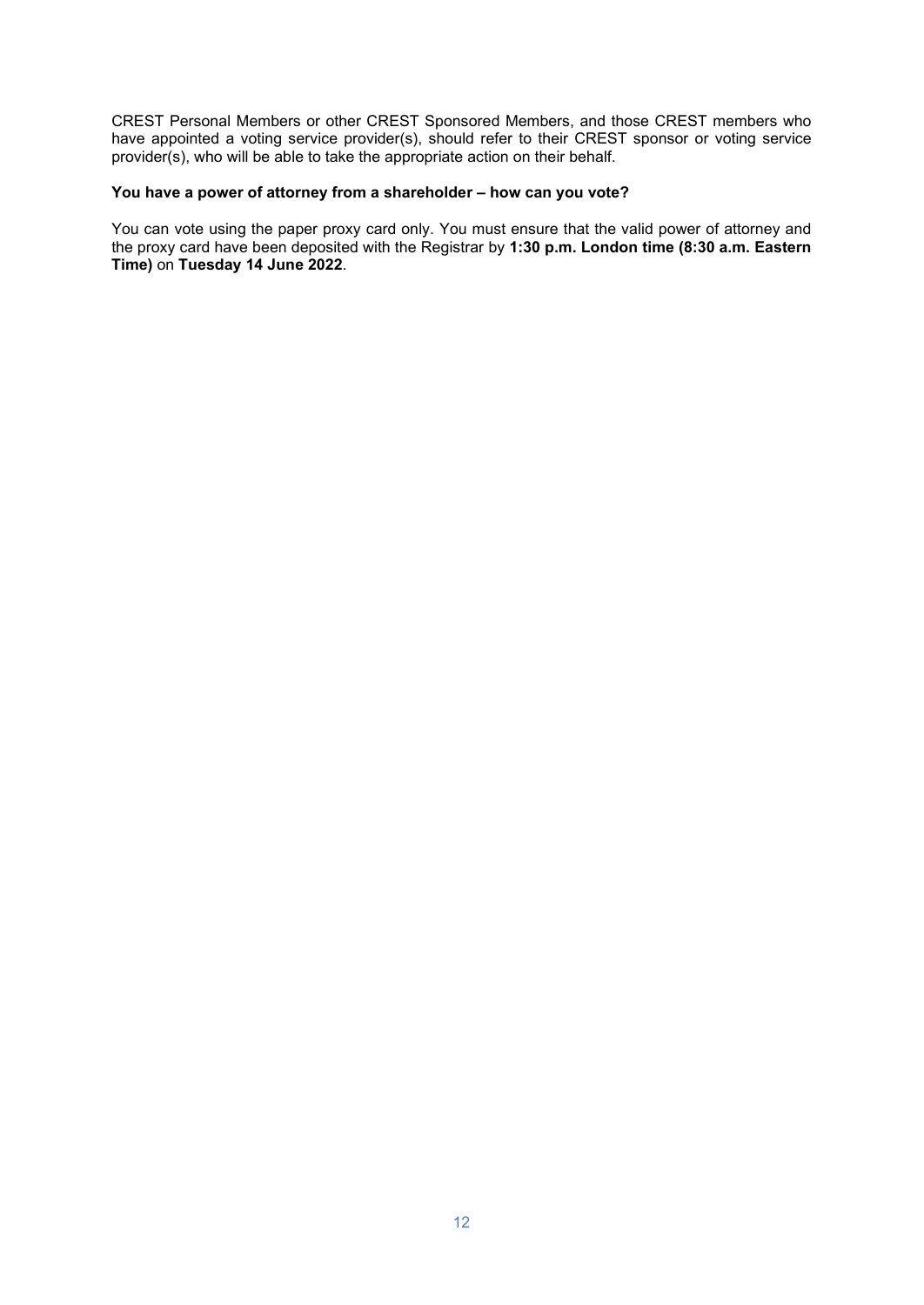CREST Personal Members or other CREST Sponsored Members, and those CREST members who have appointed a voting service provider(s), should refer to their CREST sponsor or voting service provider(s), who will be able to take the appropriate action on their behalf.

**You have a power of attorney from a shareholder – how can you vote?**

You can vote using the paper proxy card only. You must ensure that the valid power of attorney and the proxy card have been deposited with the Registrar by **1:30 p.m. London time (8:30 a.m. Eastern Time)** on **Tuesday 14 June 2022**.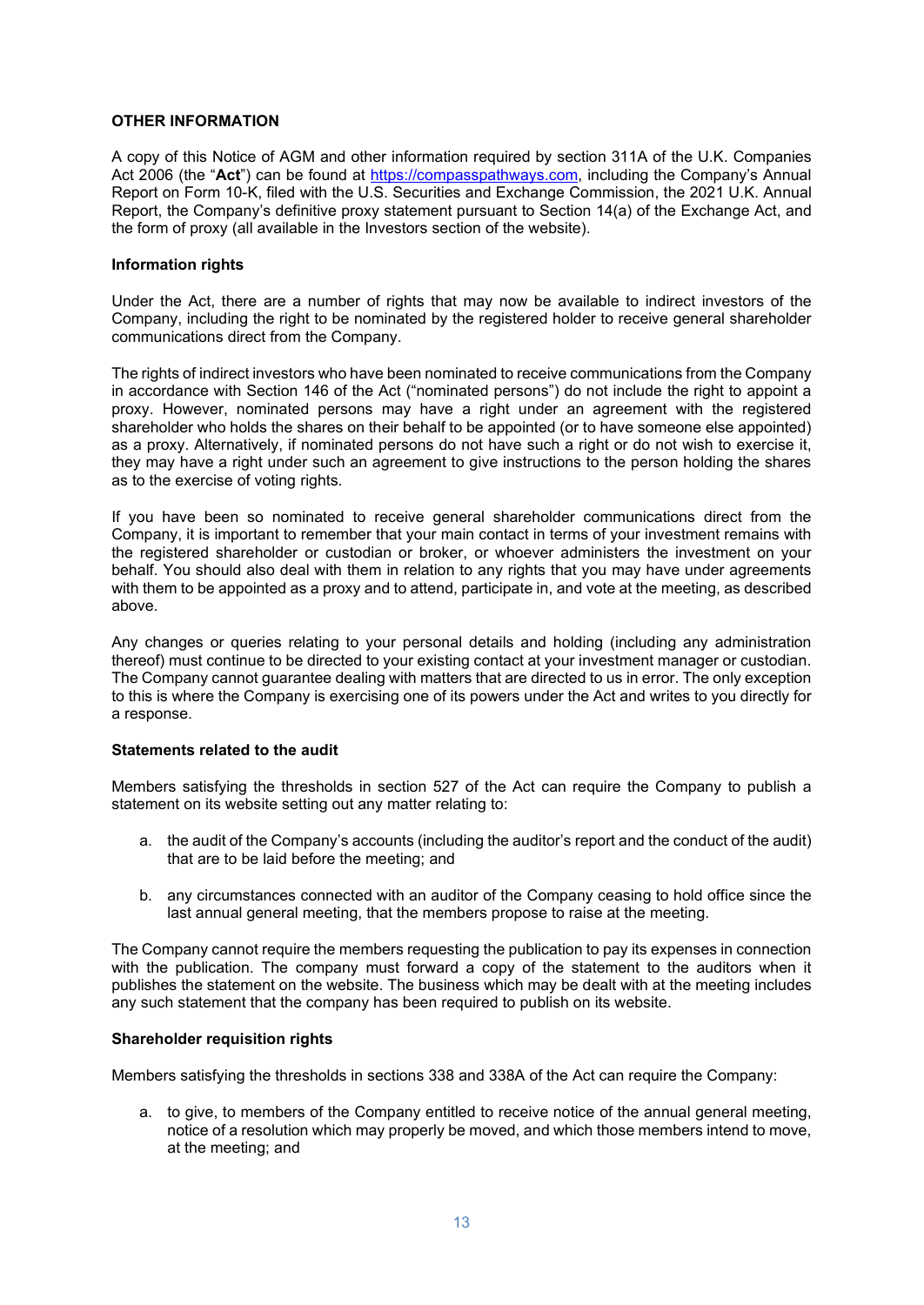## OTHER INFORMATION

A copy of this Notice of AGM and other information required by section 311A of the U.K. Companies Act 2006 (the "**Act**") can be found at https://compasspathways.com, including the Company's Annual Report on Form 10-K, filed with the U.S. Securities and Exchange Commission, the 2021 U.K. Annual Report, the Company's definitive proxy statement pursuant to Section 14(a) of the Exchange Act, and the form of proxy (all available in the Investors section of the website).

### Information rights

Under the Act, there are a number of rights that may now be available to indirect investors of the Company, including the right to be nominated by the registered holder to receive general shareholder communications direct from the Company.

The rights of indirect investors who have been nominated to receive communications from the Company in accordance with Section 146 of the Act ("nominated persons") do not include the right to appoint a proxy. However, nominated persons may have a right under an agreement with the registered shareholder who holds the shares on their behalf to be appointed (or to have someone else appointed) as a proxy. Alternatively, if nominated persons do not have such a right or do not wish to exercise it, they may have a right under such an agreement to give instructions to the person holding the shares as to the exercise of voting rights.

If you have been so nominated to receive general shareholder communications direct from the Company, it is important to remember that your main contact in terms of your investment remains with the registered shareholder or custodian or broker, or whoever administers the investment on your behalf. You should also deal with them in relation to any rights that you may have under agreements with them to be appointed as a proxy and to attend, participate in, and vote at the meeting, as described above.

Any changes or queries relating to your personal details and holding (including any administration thereof) must continue to be directed to your existing contact at your investment manager or custodian. The Company cannot guarantee dealing with matters that are directed to us in error. The only exception to this is where the Company is exercising one of its powers under the Act and writes to you directly for a response.

### Statements related to the audit

Members satisfying the thresholds in section 527 of the Act can require the Company to publish a statement on its website setting out any matter relating to:

a. the audit of the Company's accounts (including the auditor's report and the conduct of the audit) that are to be laid before the meeting; and

b. any circumstances connected with an auditor of the Company ceasing to hold office since the last annual general meeting, that the members propose to raise at the meeting.

The Company cannot require the members requesting the publication to pay its expenses in connection with the publication. The company must forward a copy of the statement to the auditors when it publishes the statement on the website. The business which may be dealt with at the meeting includes any such statement that the company has been required to publish on its website.

### Shareholder requisition rights

Members satisfying the thresholds in sections 338 and 338A of the Act can require the Company:

a. to give, to members of the Company entitled to receive notice of the annual general meeting, notice of a resolution which may properly be moved, and which those members intend to move, at the meeting; and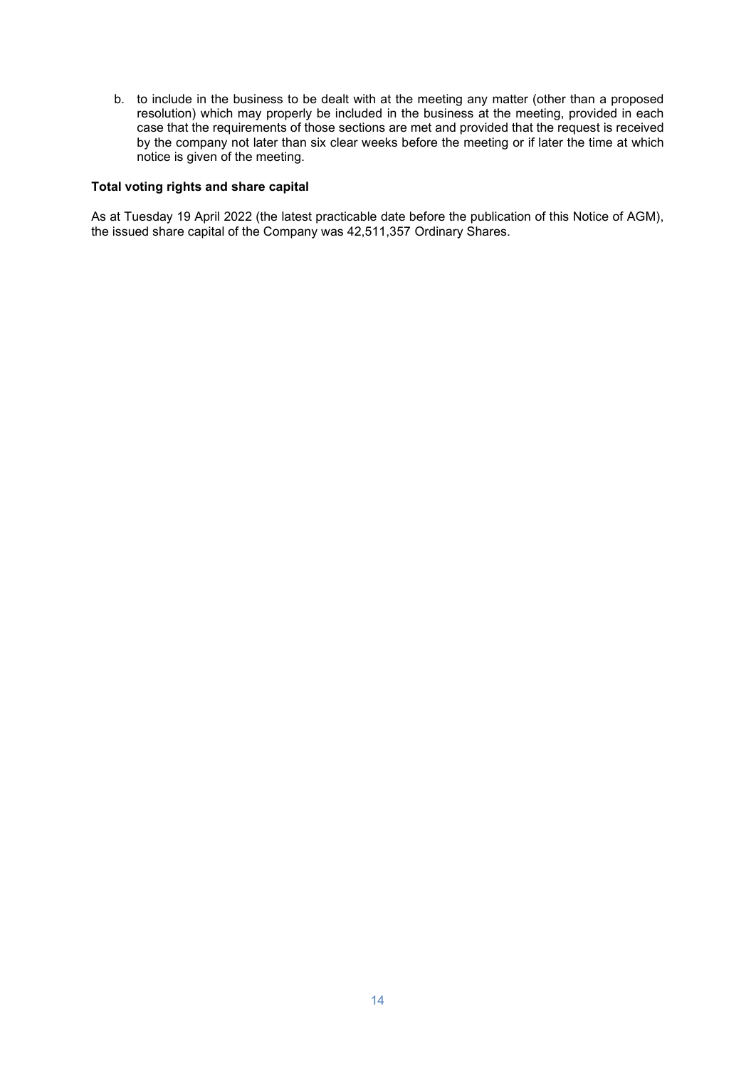b. to include in the business to be dealt with at the meeting any matter (other than a proposed resolution) which may properly be included in the business at the meeting, provided in each case that the requirements of those sections are met and provided that the request is received by the company not later than six clear weeks before the meeting or if later the time at which notice is given of the meeting.

**Total voting rights and share capital**

As at Tuesday 19 April 2022 (the latest practicable date before the publication of this Notice of AGM), the issued share capital of the Company was 42,511,357 Ordinary Shares.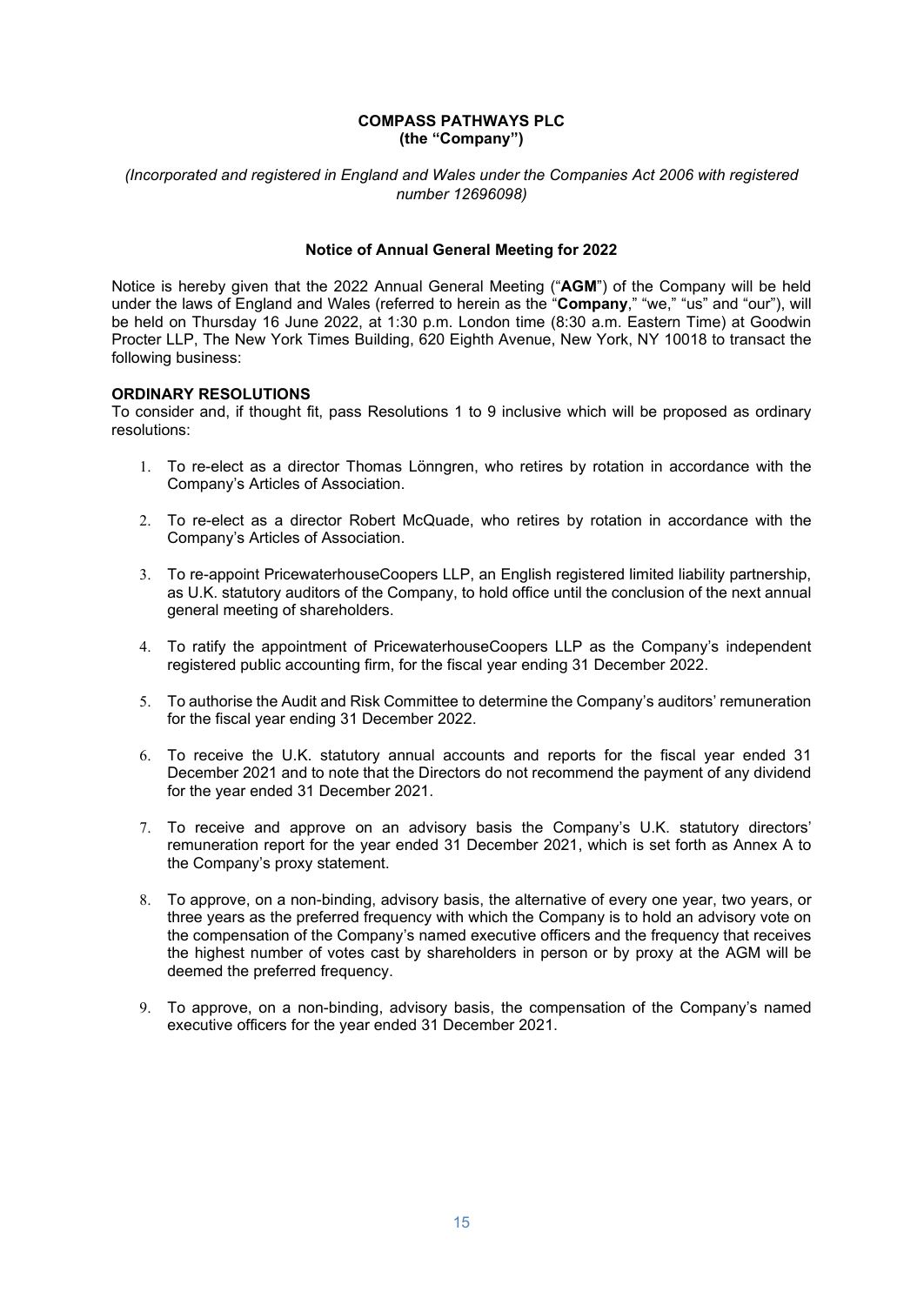**COMPASS PATHWAYS PLC**
**(the "Company")**

*(Incorporated and registered in England and Wales under the Companies Act 2006 with registered number 12696098)*

**Notice of Annual General Meeting for 2022**

Notice is hereby given that the 2022 Annual General Meeting ("**AGM**") of the Company will be held under the laws of England and Wales (referred to herein as the "**Company**," "we," "us" and "our"), will be held on Thursday 16 June 2022, at 1:30 p.m. London time (8:30 a.m. Eastern Time) at Goodwin Procter LLP, The New York Times Building, 620 Eighth Avenue, New York, NY 10018 to transact the following business:

**ORDINARY RESOLUTIONS**

To consider and, if thought fit, pass Resolutions 1 to 9 inclusive which will be proposed as ordinary resolutions:

1. To re-elect as a director Thomas Lönngren, who retires by rotation in accordance with the Company's Articles of Association.
2. To re-elect as a director Robert McQuade, who retires by rotation in accordance with the Company's Articles of Association.
3. To re-appoint PricewaterhouseCoopers LLP, an English registered limited liability partnership, as U.K. statutory auditors of the Company, to hold office until the conclusion of the next annual general meeting of shareholders.
4. To ratify the appointment of PricewaterhouseCoopers LLP as the Company's independent registered public accounting firm, for the fiscal year ending 31 December 2022.
5. To authorise the Audit and Risk Committee to determine the Company's auditors' remuneration for the fiscal year ending 31 December 2022.
6. To receive the U.K. statutory annual accounts and reports for the fiscal year ended 31 December 2021 and to note that the Directors do not recommend the payment of any dividend for the year ended 31 December 2021.
7. To receive and approve on an advisory basis the Company's U.K. statutory directors' remuneration report for the year ended 31 December 2021, which is set forth as Annex A to the Company's proxy statement.
8. To approve, on a non-binding, advisory basis, the alternative of every one year, two years, or three years as the preferred frequency with which the Company is to hold an advisory vote on the compensation of the Company's named executive officers and the frequency that receives the highest number of votes cast by shareholders in person or by proxy at the AGM will be deemed the preferred frequency.
9. To approve, on a non-binding, advisory basis, the compensation of the Company's named executive officers for the year ended 31 December 2021.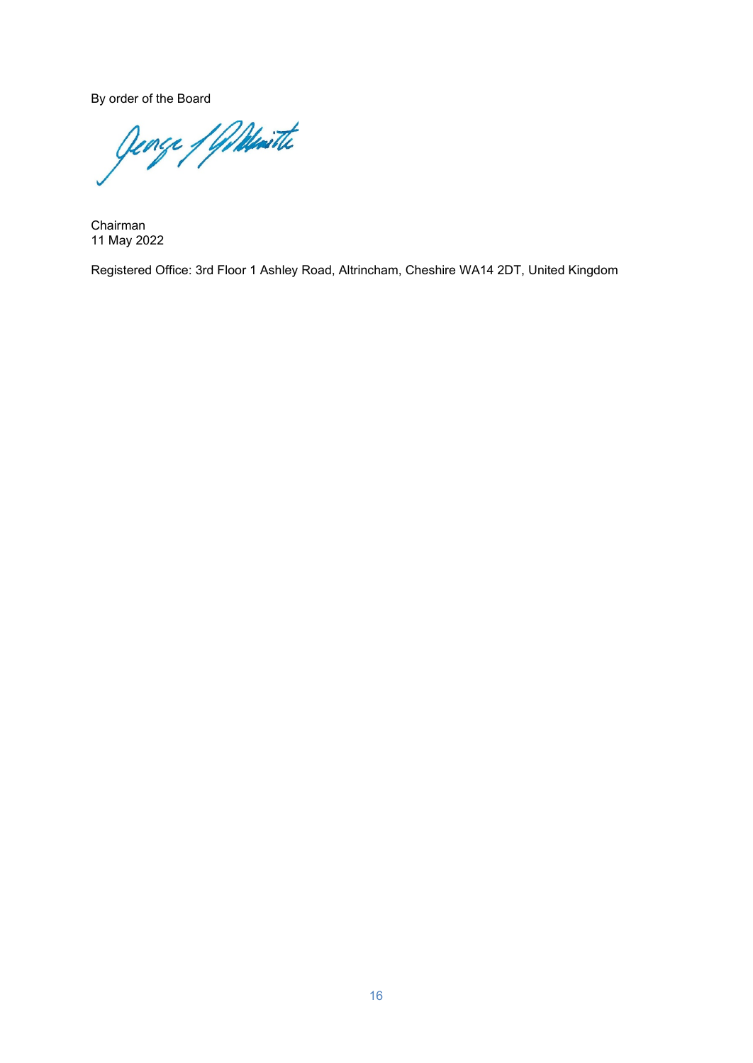By order of the Board

Chairman
11 May 2022

Registered Office: 3rd Floor 1 Ashley Road, Altrincham, Cheshire WA14 2DT, United Kingdom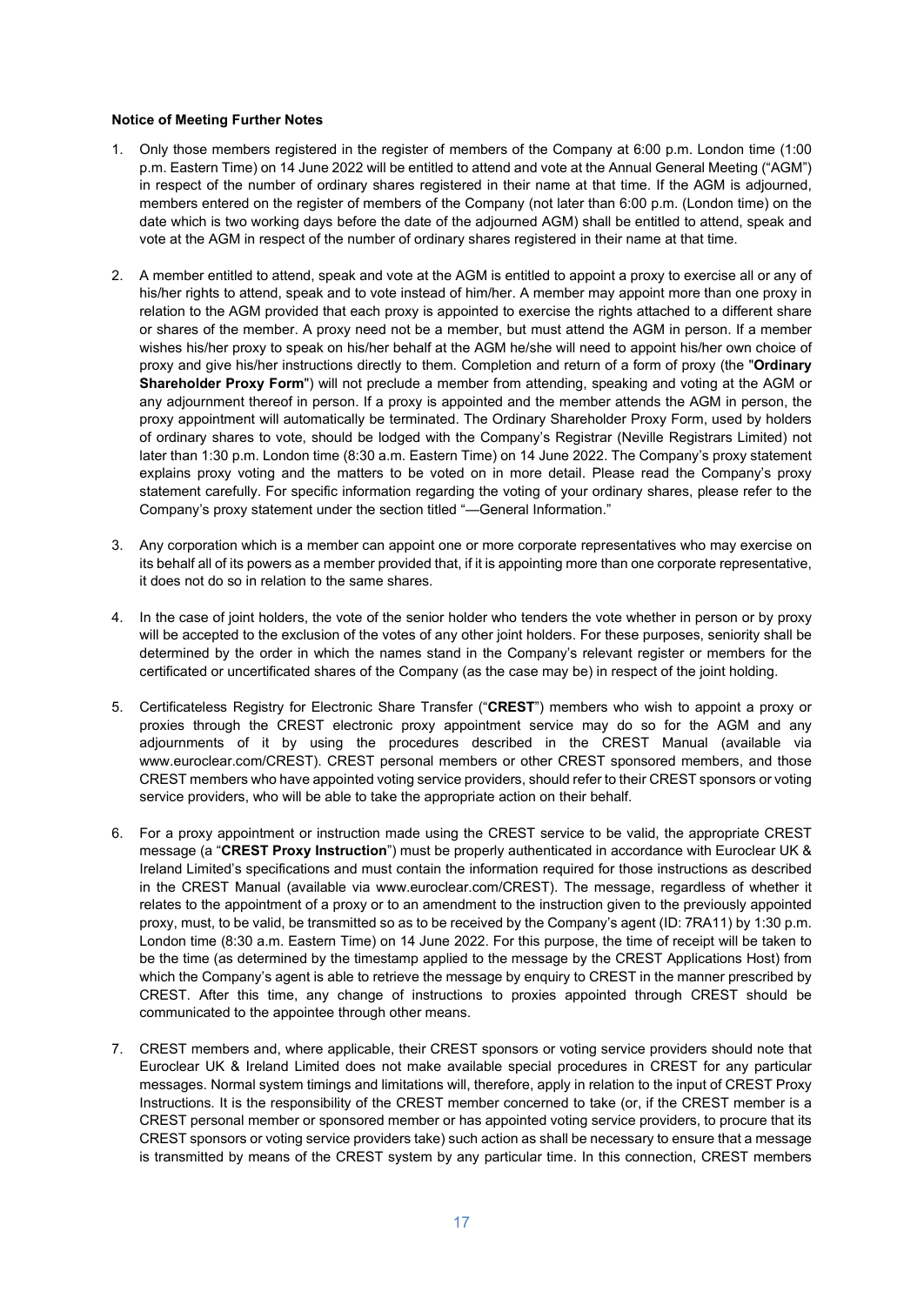**Notice of Meeting Further Notes**

1. Only those members registered in the register of members of the Company at 6:00 p.m. London time (1:00 p.m. Eastern Time) on 14 June 2022 will be entitled to attend and vote at the Annual General Meeting ("AGM") in respect of the number of ordinary shares registered in their name at that time. If the AGM is adjourned, members entered on the register of members of the Company (not later than 6:00 p.m. (London time) on the date which is two working days before the date of the adjourned AGM) shall be entitled to attend, speak and vote at the AGM in respect of the number of ordinary shares registered in their name at that time.

2. A member entitled to attend, speak and vote at the AGM is entitled to appoint a proxy to exercise all or any of his/her rights to attend, speak and to vote instead of him/her. A member may appoint more than one proxy in relation to the AGM provided that each proxy is appointed to exercise the rights attached to a different share or shares of the member. A proxy need not be a member, but must attend the AGM in person. If a member wishes his/her proxy to speak on his/her behalf at the AGM he/she will need to appoint his/her own choice of proxy and give his/her instructions directly to them. Completion and return of a form of proxy (the "**Ordinary Shareholder Proxy Form**") will not preclude a member from attending, speaking and voting at the AGM or any adjournment thereof in person. If a proxy is appointed and the member attends the AGM in person, the proxy appointment will automatically be terminated. The Ordinary Shareholder Proxy Form, used by holders of ordinary shares to vote, should be lodged with the Company's Registrar (Neville Registrars Limited) not later than 1:30 p.m. London time (8:30 a.m. Eastern Time) on 14 June 2022. The Company's proxy statement explains proxy voting and the matters to be voted on in more detail. Please read the Company's proxy statement carefully. For specific information regarding the voting of your ordinary shares, please refer to the Company's proxy statement under the section titled "—General Information."

3. Any corporation which is a member can appoint one or more corporate representatives who may exercise on its behalf all of its powers as a member provided that, if it is appointing more than one corporate representative, it does not do so in relation to the same shares.

4. In the case of joint holders, the vote of the senior holder who tenders the vote whether in person or by proxy will be accepted to the exclusion of the votes of any other joint holders. For these purposes, seniority shall be determined by the order in which the names stand in the Company's relevant register or members for the certificated or uncertificated shares of the Company (as the case may be) in respect of the joint holding.

5. Certificateless Registry for Electronic Share Transfer ("**CREST**") members who wish to appoint a proxy or proxies through the CREST electronic proxy appointment service may do so for the AGM and any adjournments of it by using the procedures described in the CREST Manual (available via www.euroclear.com/CREST). CREST personal members or other CREST sponsored members, and those CREST members who have appointed voting service providers, should refer to their CREST sponsors or voting service providers, who will be able to take the appropriate action on their behalf.

6. For a proxy appointment or instruction made using the CREST service to be valid, the appropriate CREST message (a "**CREST Proxy Instruction**") must be properly authenticated in accordance with Euroclear UK & Ireland Limited's specifications and must contain the information required for those instructions as described in the CREST Manual (available via www.euroclear.com/CREST). The message, regardless of whether it relates to the appointment of a proxy or to an amendment to the instruction given to the previously appointed proxy, must, to be valid, be transmitted so as to be received by the Company's agent (ID: 7RA11) by 1:30 p.m. London time (8:30 a.m. Eastern Time) on 14 June 2022. For this purpose, the time of receipt will be taken to be the time (as determined by the timestamp applied to the message by the CREST Applications Host) from which the Company's agent is able to retrieve the message by enquiry to CREST in the manner prescribed by CREST. After this time, any change of instructions to proxies appointed through CREST should be communicated to the appointee through other means.

7. CREST members and, where applicable, their CREST sponsors or voting service providers should note that Euroclear UK & Ireland Limited does not make available special procedures in CREST for any particular messages. Normal system timings and limitations will, therefore, apply in relation to the input of CREST Proxy Instructions. It is the responsibility of the CREST member concerned to take (or, if the CREST member is a CREST personal member or sponsored member or has appointed voting service providers, to procure that its CREST sponsors or voting service providers take) such action as shall be necessary to ensure that a message is transmitted by means of the CREST system by any particular time. In this connection, CREST members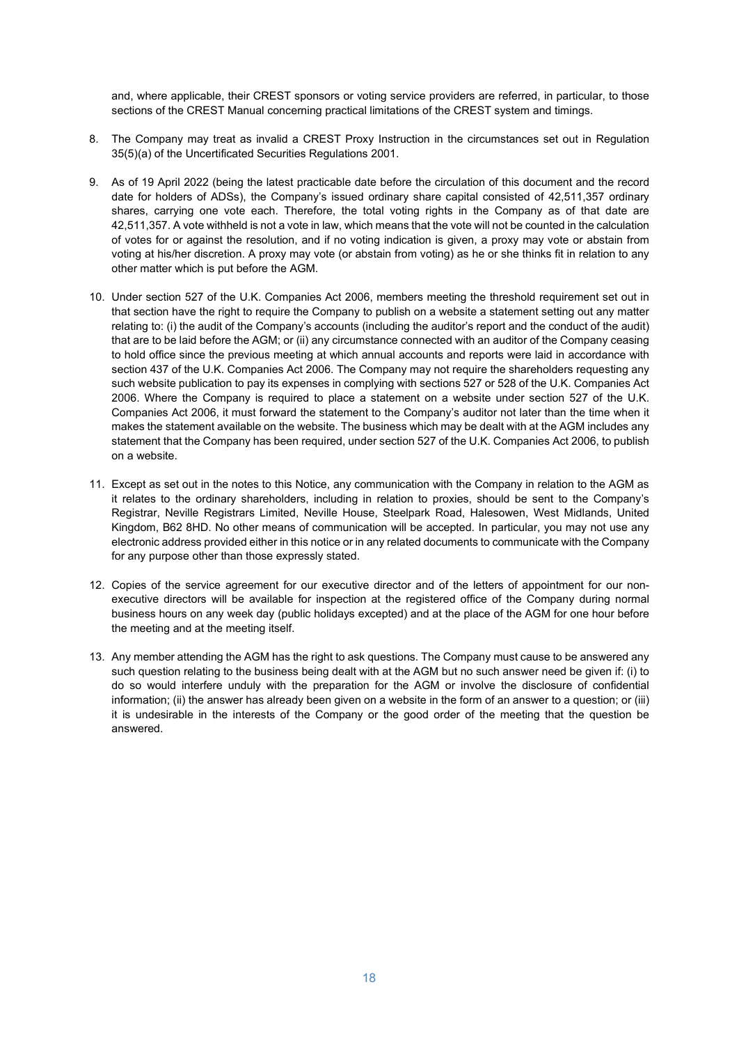and, where applicable, their CREST sponsors or voting service providers are referred, in particular, to those sections of the CREST Manual concerning practical limitations of the CREST system and timings.

8. The Company may treat as invalid a CREST Proxy Instruction in the circumstances set out in Regulation 35(5)(a) of the Uncertificated Securities Regulations 2001.

9. As of 19 April 2022 (being the latest practicable date before the circulation of this document and the record date for holders of ADSs), the Company's issued ordinary share capital consisted of 42,511,357 ordinary shares, carrying one vote each. Therefore, the total voting rights in the Company as of that date are 42,511,357. A vote withheld is not a vote in law, which means that the vote will not be counted in the calculation of votes for or against the resolution, and if no voting indication is given, a proxy may vote or abstain from voting at his/her discretion. A proxy may vote (or abstain from voting) as he or she thinks fit in relation to any other matter which is put before the AGM.

10. Under section 527 of the U.K. Companies Act 2006, members meeting the threshold requirement set out in that section have the right to require the Company to publish on a website a statement setting out any matter relating to: (i) the audit of the Company's accounts (including the auditor's report and the conduct of the audit) that are to be laid before the AGM; or (ii) any circumstance connected with an auditor of the Company ceasing to hold office since the previous meeting at which annual accounts and reports were laid in accordance with section 437 of the U.K. Companies Act 2006. The Company may not require the shareholders requesting any such website publication to pay its expenses in complying with sections 527 or 528 of the U.K. Companies Act 2006. Where the Company is required to place a statement on a website under section 527 of the U.K. Companies Act 2006, it must forward the statement to the Company's auditor not later than the time when it makes the statement available on the website. The business which may be dealt with at the AGM includes any statement that the Company has been required, under section 527 of the U.K. Companies Act 2006, to publish on a website.

11. Except as set out in the notes to this Notice, any communication with the Company in relation to the AGM as it relates to the ordinary shareholders, including in relation to proxies, should be sent to the Company's Registrar, Neville Registrars Limited, Neville House, Steelpark Road, Halesowen, West Midlands, United Kingdom, B62 8HD. No other means of communication will be accepted. In particular, you may not use any electronic address provided either in this notice or in any related documents to communicate with the Company for any purpose other than those expressly stated.

12. Copies of the service agreement for our executive director and of the letters of appointment for our non-executive directors will be available for inspection at the registered office of the Company during normal business hours on any week day (public holidays excepted) and at the place of the AGM for one hour before the meeting and at the meeting itself.

13. Any member attending the AGM has the right to ask questions. The Company must cause to be answered any such question relating to the business being dealt with at the AGM but no such answer need be given if: (i) to do so would interfere unduly with the preparation for the AGM or involve the disclosure of confidential information; (ii) the answer has already been given on a website in the form of an answer to a question; or (iii) it is undesirable in the interests of the Company or the good order of the meeting that the question be answered.